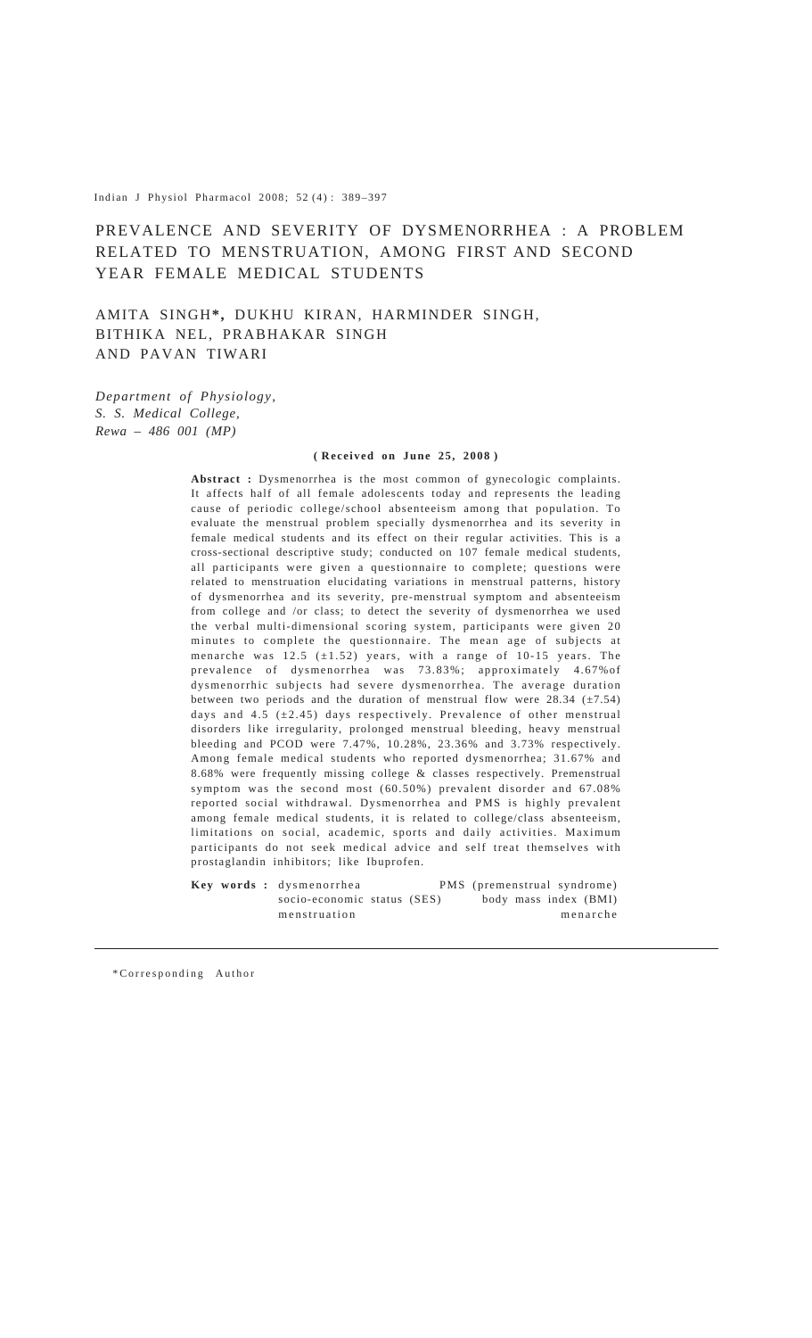# PREVALENCE AND SEVERITY OF DYSMENORRHEA : A PROBLEM RELATED TO MENSTRUATION, AMONG FIRST AND SECOND YEAR FEMALE MEDICAL STUDENTS

AMITA SINGH*, DUKHU KIRAN, HARMINDER SINGH, BITHIKA NEL, PRABHAKAR SINGH AND PAVAN TIWARI

*Department of Physiology, S. S. Medical College, Rewa – 486 001 (MP)*

**( Received on June 25, 2008 )**

**Abstract :** Dysmenorrhea is the most common of gynecologic complaints. It affects half of all female adolescents today and represents the leading cause of periodic college/school absenteeism among that population. To evaluate the menstrual problem specially dysmenorrhea and its severity in female medical students and its effect on their regular activities. This is a cross-sectional descriptive study; conducted on 107 female medical students, all participants were given a questionnaire to complete; questions were related to menstruation elucidating variations in menstrual patterns, history of dysmenorrhea and its severity, pre-menstrual symptom and absenteeism from college and /or class; to detect the severity of dysmenorrhea we used the verbal multi-dimensional scoring system, participants were given 20 minutes to complete the questionnaire. The mean age of subjects at menarche was 12.5 (±1.52) years, with a range of 10-15 years. The prevalence of dysmenorrhea was 73.83%; approximately 4.67%of dysmenorrhic subjects had severe dysmenorrhea. The average duration between two periods and the duration of menstrual flow were 28.34 (±7.54) days and 4.5 (±2.45) days respectively. Prevalence of other menstrual disorders like irregularity, prolonged menstrual bleeding, heavy menstrual bleeding and PCOD were 7.47%, 10.28%, 23.36% and 3.73% respectively. Among female medical students who reported dysmenorrhea; 31.67% and 8.68% were frequently missing college & classes respectively. Premenstrual symptom was the second most (60.50%) prevalent disorder and 67.08% reported social withdrawal. Dysmenorrhea and PMS is highly prevalent among female medical students, it is related to college/class absenteeism, limitations on social, academic, sports and daily activities. Maximum participants do not seek medical advice and self treat themselves with prostaglandin inhibitors; like Ibuprofen.

**Key words :** dysmenorrhea, PMS (premenstrual syndrome), socio-economic status (SES), body mass index (BMI), menstruation, menarche

*Corresponding Author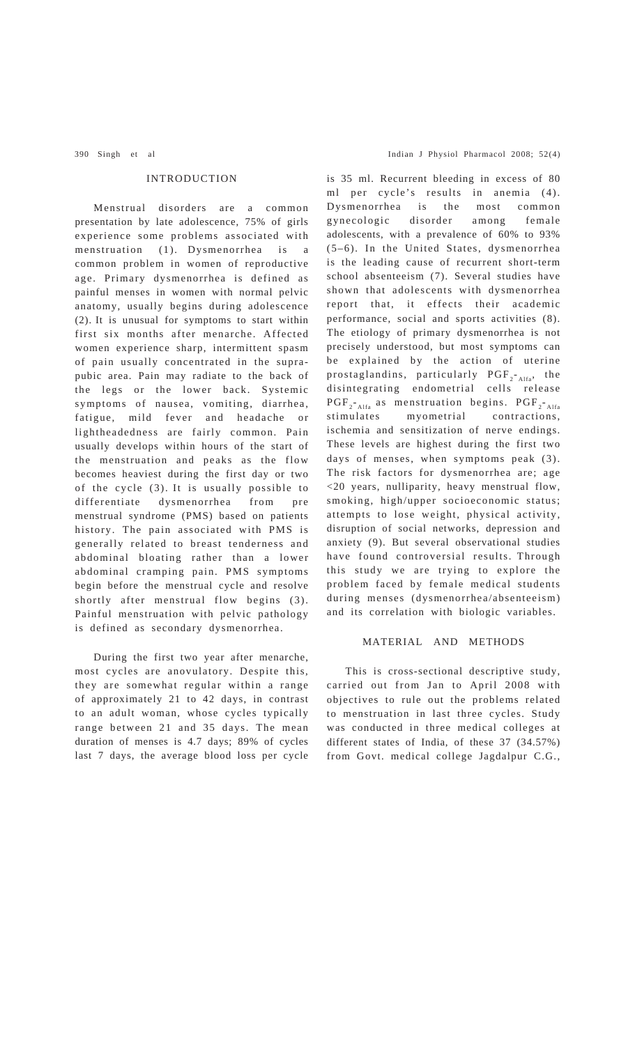## INTRODUCTION

Menstrual disorders are a common presentation by late adolescence, 75% of girls experience some problems associated with menstruation (1). Dysmenorrhea is a common problem in women of reproductive age. Primary dysmenorrhea is defined as painful menses in women with normal pelvic anatomy, usually begins during adolescence (2). It is unusual for symptoms to start within first six months after menarche. Affected women experience sharp, intermittent spasm of pain usually concentrated in the suprapubic area. Pain may radiate to the back of the legs or the lower back. Systemic symptoms of nausea, vomiting, diarrhea, fatigue, mild fever and headache or lightheadedness are fairly common. Pain usually develops within hours of the start of the menstruation and peaks as the flow becomes heaviest during the first day or two of the cycle (3). It is usually possible to differentiate dysmenorrhea from pre menstrual syndrome (PMS) based on patients history. The pain associated with PMS is generally related to breast tenderness and abdominal bloating rather than a lower abdominal cramping pain. PMS symptoms begin before the menstrual cycle and resolve shortly after menstrual flow begins (3). Painful menstruation with pelvic pathology is defined as secondary dysmenorrhea.

During the first two year after menarche, most cycles are anovulatory. Despite this, they are somewhat regular within a range of approximately 21 to 42 days, in contrast to an adult woman, whose cycles typically range between 21 and 35 days. The mean duration of menses is 4.7 days; 89% of cycles last 7 days, the average blood loss per cycle is 35 ml. Recurrent bleeding in excess of 80 ml per cycle's results in anemia (4). Dysmenorrhea is the most common gynecologic disorder among female adolescents, with a prevalence of 60% to 93% (5–6). In the United States, dysmenorrhea is the leading cause of recurrent short-term school absenteeism (7). Several studies have shown that adolescents with dysmenorrhea report that, it effects their academic performance, social and sports activities (8). The etiology of primary dysmenorrhea is not precisely understood, but most symptoms can be explained by the action of uterine prostaglandins, particularly $PGF_2$-$_{Alfa}$, the disintegrating endometrial cells release $PGF_2$-$_{Alfa}$ as menstruation begins. $PGF_2$-$_{Alfa}$ stimulates myometrial contractions, ischemia and sensitization of nerve endings. These levels are highest during the first two days of menses, when symptoms peak (3). The risk factors for dysmenorrhea are; age <20 years, nulliparity, heavy menstrual flow, smoking, high/upper socioeconomic status; attempts to lose weight, physical activity, disruption of social networks, depression and anxiety (9). But several observational studies have found controversial results. Through this study we are trying to explore the problem faced by female medical students during menses (dysmenorrhea/absenteeism) and its correlation with biologic variables.

## MATERIAL AND METHODS

This is cross-sectional descriptive study, carried out from Jan to April 2008 with objectives to rule out the problems related to menstruation in last three cycles. Study was conducted in three medical colleges at different states of India, of these 37 (34.57%) from Govt. medical college Jagdalpur C.G.,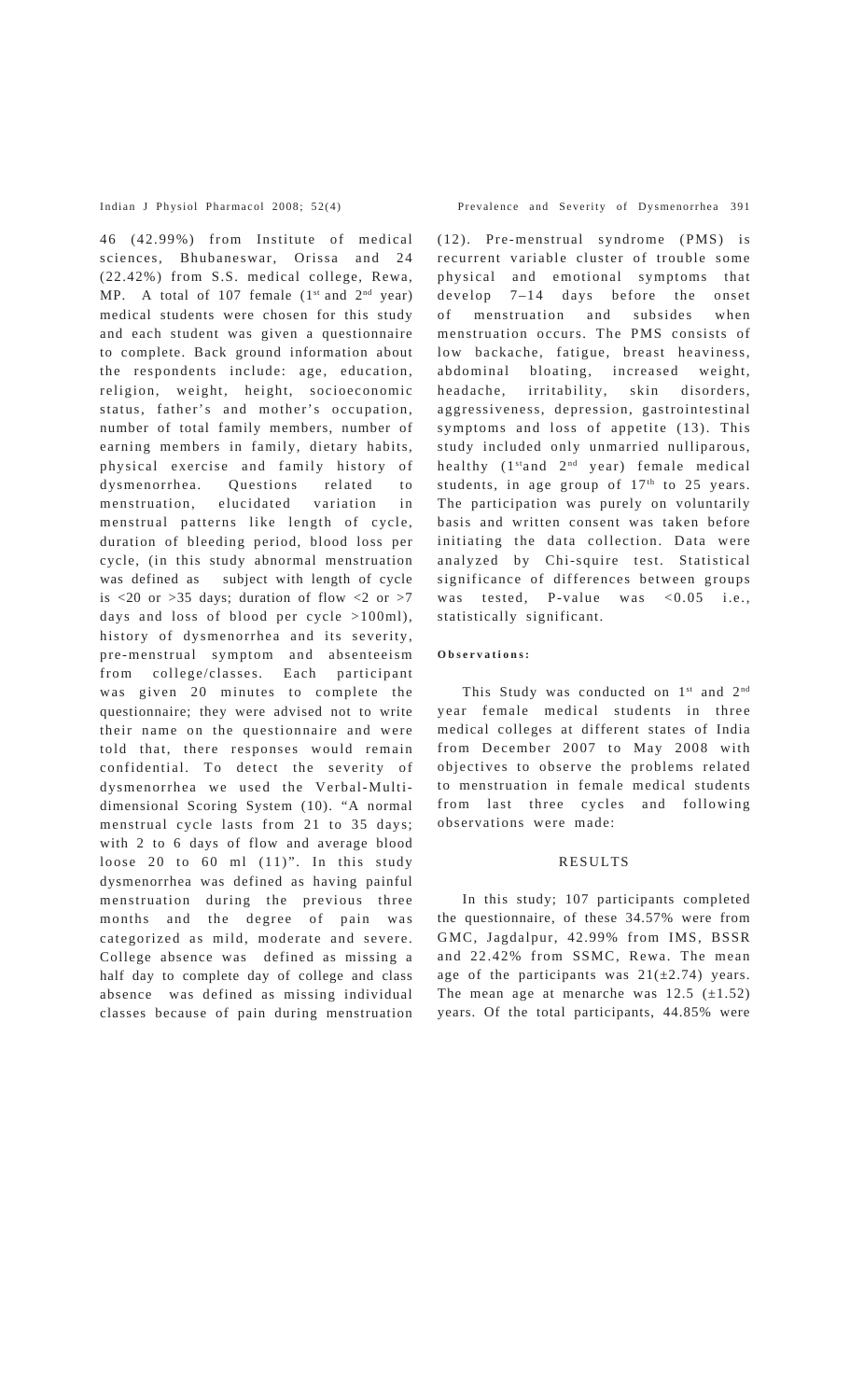46 (42.99%) from Institute of medical sciences, Bhubaneswar, Orissa and 24 (22.42%) from S.S. medical college, Rewa, MP. A total of 107 female (1st and 2nd year) medical students were chosen for this study and each student was given a questionnaire to complete. Back ground information about the respondents include: age, education, religion, weight, height, socioeconomic status, father's and mother's occupation, number of total family members, number of earning members in family, dietary habits, physical exercise and family history of dysmenorrhea. Questions related to menstruation, elucidated variation in menstrual patterns like length of cycle, duration of bleeding period, blood loss per cycle, (in this study abnormal menstruation was defined as subject with length of cycle is <20 or >35 days; duration of flow <2 or >7 days and loss of blood per cycle >100ml), history of dysmenorrhea and its severity, pre-menstrual symptom and absenteeism from college/classes. Each participant was given 20 minutes to complete the questionnaire; they were advised not to write their name on the questionnaire and were told that, there responses would remain confidential. To detect the severity of dysmenorrhea we used the Verbal-Multi-dimensional Scoring System (10). "A normal menstrual cycle lasts from 21 to 35 days; with 2 to 6 days of flow and average blood loose 20 to 60 ml (11)". In this study dysmenorrhea was defined as having painful menstruation during the previous three months and the degree of pain was categorized as mild, moderate and severe. College absence was defined as missing a half day to complete day of college and class absence was defined as missing individual classes because of pain during menstruation (12). Pre-menstrual syndrome (PMS) is recurrent variable cluster of trouble some physical and emotional symptoms that develop 7–14 days before the onset of menstruation and subsides when menstruation occurs. The PMS consists of low backache, fatigue, breast heaviness, abdominal bloating, increased weight, headache, irritability, skin disorders, aggressiveness, depression, gastrointestinal symptoms and loss of appetite (13). This study included only unmarried nulliparous, healthy (1st and 2nd year) female medical students, in age group of 17th to 25 years. The participation was purely on voluntarily basis and written consent was taken before initiating the data collection. Data were analyzed by Chi-squire test. Statistical significance of differences between groups was tested, P-value was <0.05 i.e., statistically significant.

**Observations:**

This Study was conducted on 1st and 2nd year female medical students in three medical colleges at different states of India from December 2007 to May 2008 with objectives to observe the problems related to menstruation in female medical students from last three cycles and following observations were made:

## RESULTS

In this study; 107 participants completed the questionnaire, of these 34.57% were from GMC, Jagdalpur, 42.99% from IMS, BSSR and 22.42% from SSMC, Rewa. The mean age of the participants was 21(±2.74) years. The mean age at menarche was 12.5 (±1.52) years. Of the total participants, 44.85% were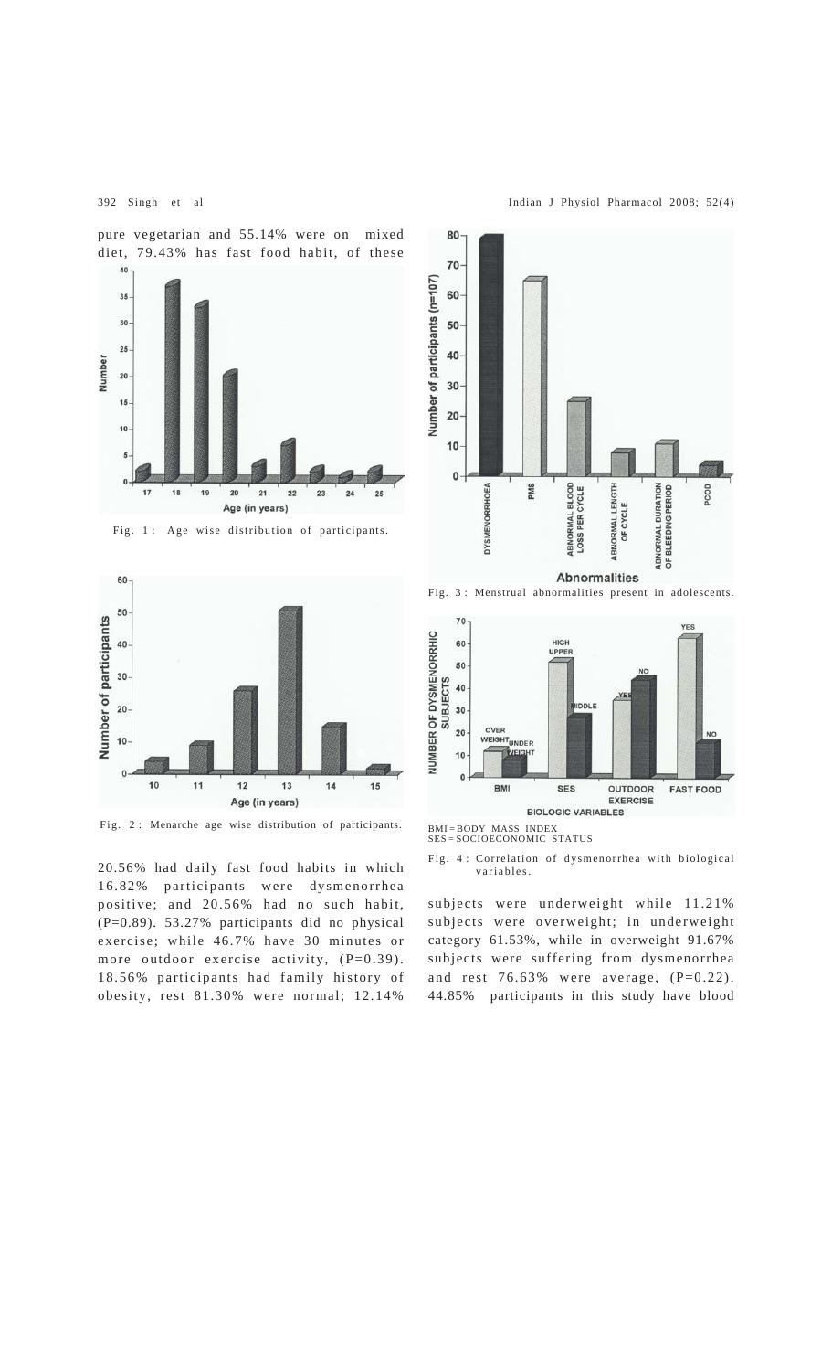pure vegetarian and 55.14% were on mixed diet, 79.43% has fast food habit, of these 20.56% had daily fast food habits in which 16.82% participants were dysmenorrhea positive; and 20.56% had no such habit, (P=0.89). 53.27% participants did no physical exercise; while 46.7% have 30 minutes or more outdoor exercise activity, (P=0.39). 18.56% participants had family history of obesity, rest 81.30% were normal; 12.14% subjects were underweight while 11.21% subjects were overweight; in underweight category 61.53%, while in overweight 91.67% subjects were suffering from dysmenorrhea and rest 76.63% were average, (P=0.22). 44.85% participants in this study have blood

Fig. 1 : Age wise distribution of participants.

Fig. 2 : Menarche age wise distribution of participants.

Fig. 3 : Menstrual abnormalities present in adolescents.

BMI = BODY MASS INDEX
SES = SOCIOECONOMIC STATUS

Fig. 4 : Correlation of dysmenorrhea with biological variables.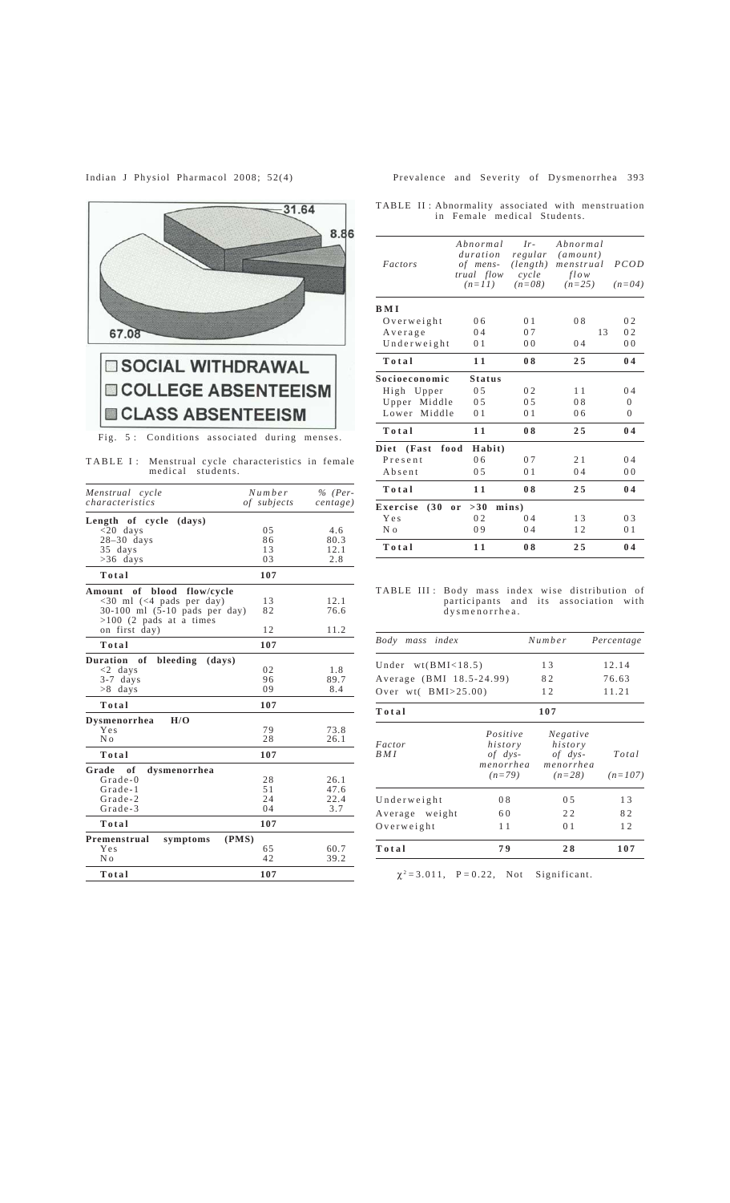Fig. 5 : Conditions associated during menses.

TABLE I : Menstrual cycle characteristics in female medical students.

| *Menstrual cycle characteristics* | *Number of subjects* | *% (Percentage)* |
|---|---|---|
| **Length of cycle (days)** | | |
| <20 days | 05 | 4.6 |
| 28–30 days | 86 | 80.3 |
| 35 days | 13 | 12.1 |
| >36 days | 03 | 2.8 |
| **Total** | **107** | |
| **Amount of blood flow/cycle** | | |
| <30 ml (<4 pads per day) | 13 | 12.1 |
| 30-100 ml (5-10 pads per day) | 82 | 76.6 |
| >100 (2 pads at a times on first day) | 12 | 11.2 |
| **Total** | **107** | |
| **Duration of bleeding (days)** | | |
| <2 days | 02 | 1.8 |
| 3-7 days | 96 | 89.7 |
| >8 days | 09 | 8.4 |
| **Total** | **107** | |
| **Dysmenorrhea H/O** | | |
| Yes | 79 | 73.8 |
| No | 28 | 26.1 |
| **Total** | **107** | |
| **Grade of dysmenorrhea** | | |
| Grade-0 | 28 | 26.1 |
| Grade-1 | 51 | 47.6 |
| Grade-2 | 24 | 22.4 |
| Grade-3 | 04 | 3.7 |
| **Total** | **107** | |
| **Premenstrual symptoms (PMS)** | | |
| Yes | 65 | 60.7 |
| No | 42 | 39.2 |
| **Total** | **107** | |

TABLE II : Abnormality associated with menstruation in Female medical Students.

| *Factors* | *Abnormal duration of menstrual flow (n=11)* | *Irregular (length) cycle (n=08)* | *Abnormal (amount) menstrual flow (n=25)* | *PCOD (n=04)* |
|---|---|---|---|---|
| **BMI** | | | | |
| Overweight | 06 | 01 | 08 | 02 |
| Average | 04 | 07 | 13 | 02 |
| Underweight | 01 | 00 | 04 | 00 |
| **Total** | **11** | **08** | **25** | **04** |
| **Socioeconomic Status** | | | | |
| High Upper | 05 | 02 | 11 | 04 |
| Upper Middle | 05 | 05 | 08 | 0 |
| Lower Middle | 01 | 01 | 06 | 0 |
| **Total** | **11** | **08** | **25** | **04** |
| **Diet (Fast food Habit)** | | | | |
| Present | 06 | 07 | 21 | 04 |
| Absent | 05 | 01 | 04 | 00 |
| **Total** | **11** | **08** | **25** | **04** |
| **Exercise (30 or >30 mins)** | | | | |
| Yes | 02 | 04 | 13 | 03 |
| No | 09 | 04 | 12 | 01 |
| **Total** | **11** | **08** | **25** | **04** |

TABLE III : Body mass index wise distribution of participants and its association with dysmenorrhea.

| *Body mass index* | *Number* | *Percentage* |
|---|---|---|
| Under wt(BMI<18.5) | 13 | 12.14 |
| Average (BMI 18.5-24.99) | 82 | 76.63 |
| Over wt( BMI>25.00) | 12 | 11.21 |
| **Total** | **107** | |

| *Factor BMI* | *Positive history of dysmenorrhea (n=79)* | *Negative history of dysmenorrhea (n=28)* | *Total (n=107)* |
|---|---|---|---|
| Underweight | 08 | 05 | 13 |
| Average weight | 60 | 22 | 82 |
| Overweight | 11 | 01 | 12 |
| **Total** | **79** | **28** | **107** |

$\chi^2 = 3.011$, $P = 0.22$, Not Significant.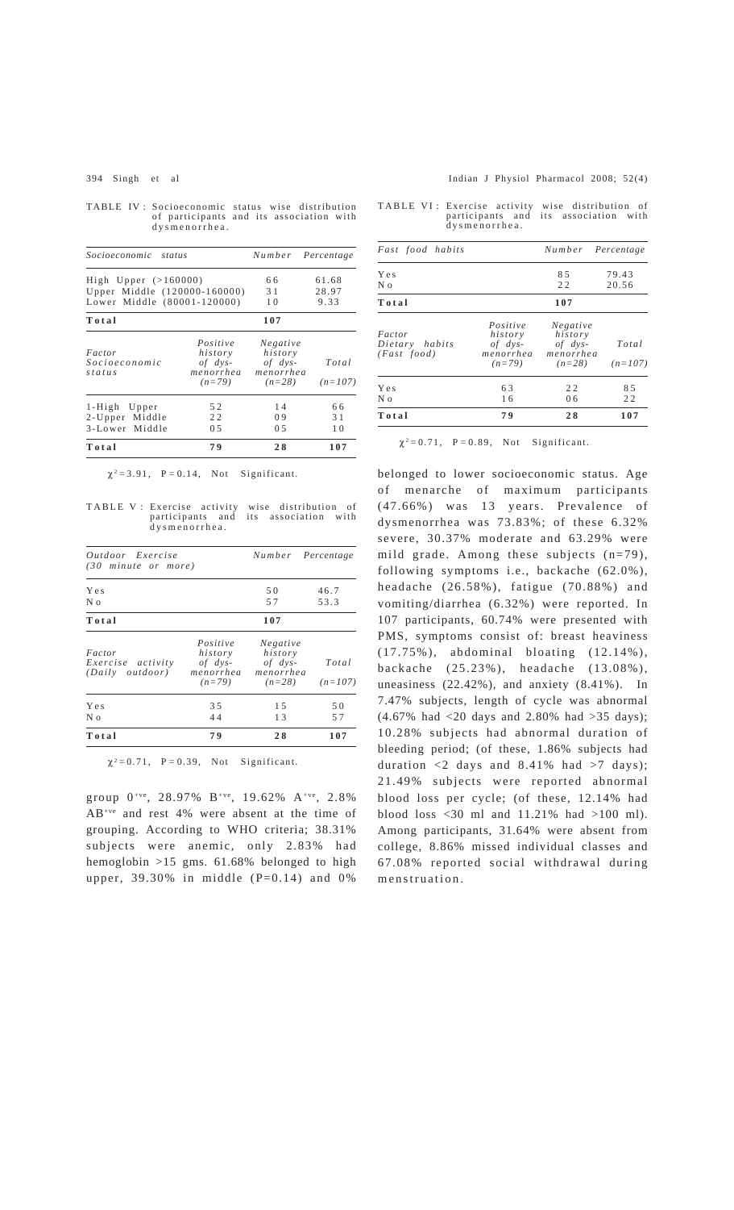TABLE IV : Socioeconomic status wise distribution of participants and its association with dysmenorrhea.

| Socioeconomic status | | Number | Percentage |
|---|---|---|---|
| High Upper (>160000) | | 66 | 61.68 |
| Upper Middle (120000-160000) | | 31 | 28.97 |
| Lower Middle (80001-120000) | | 10 | 9.33 |
| **Total** | | **107** | |
| *Factor Socioeconomic status* | *Positive history of dys-menorrhea (n=79)* | *Negative history of dys-menorrhea (n=28)* | *Total (n=107)* |
| 1-High Upper | 52 | 14 | 66 |
| 2-Upper Middle | 22 | 09 | 31 |
| 3-Lower Middle | 05 | 05 | 10 |
| **Total** | **79** | **28** | **107** |

$\chi^2 = 3.91$, $P = 0.14$, Not Significant.

TABLE V : Exercise activity wise distribution of participants and its association with dysmenorrhea.

| Outdoor Exercise (30 minute or more) | | Number | Percentage |
|---|---|---|---|
| Yes | | 50 | 46.7 |
| No | | 57 | 53.3 |
| **Total** | | **107** | |
| *Factor Exercise activity (Daily outdoor)* | *Positive history of dys-menorrhea (n=79)* | *Negative history of dys-menorrhea (n=28)* | *Total (n=107)* |
| Yes | 35 | 15 | 50 |
| No | 44 | 13 | 57 |
| **Total** | **79** | **28** | **107** |

$\chi^2 = 0.71$, $P = 0.39$, Not Significant.

group $0^{+ve}$, 28.97% $B^{+ve}$, 19.62% $A^{+ve}$, 2.8% $AB^{+ve}$ and rest 4% were absent at the time of grouping. According to WHO criteria; 38.31% subjects were anemic, only 2.83% had hemoglobin >15 gms. 61.68% belonged to high upper, 39.30% in middle (P=0.14) and 0% belonged to lower socioeconomic status. Age of menarche of maximum participants (47.66%) was 13 years. Prevalence of dysmenorrhea was 73.83%; of these 6.32% severe, 30.37% moderate and 63.29% were mild grade. Among these subjects (n=79), following symptoms i.e., backache (62.0%), headache (26.58%), fatigue (70.88%) and vomiting/diarrhea (6.32%) were reported. In 107 participants, 60.74% were presented with PMS, symptoms consist of: breast heaviness (17.75%), abdominal bloating (12.14%), backache (25.23%), headache (13.08%), uneasiness (22.42%), and anxiety (8.41%). In 7.47% subjects, length of cycle was abnormal (4.67% had <20 days and 2.80% had >35 days); 10.28% subjects had abnormal duration of bleeding period; (of these, 1.86% subjects had duration <2 days and 8.41% had >7 days); 21.49% subjects were reported abnormal blood loss per cycle; (of these, 12.14% had blood loss <30 ml and 11.21% had >100 ml). Among participants, 31.64% were absent from college, 8.86% missed individual classes and 67.08% reported social withdrawal during menstruation.

TABLE VI : Exercise activity wise distribution of participants and its association with dysmenorrhea.

| Fast food habits | | Number | Percentage |
|---|---|---|---|
| Yes | | 85 | 79.43 |
| No | | 22 | 20.56 |
| **Total** | | **107** | |
| *Factor Dietary habits (Fast food)* | *Positive history of dys-menorrhea (n=79)* | *Negative history of dys-menorrhea (n=28)* | *Total (n=107)* |
| Yes | 63 | 22 | 85 |
| No | 16 | 06 | 22 |
| **Total** | **79** | **28** | **107** |

$\chi^2 = 0.71$, $P = 0.89$, Not Significant.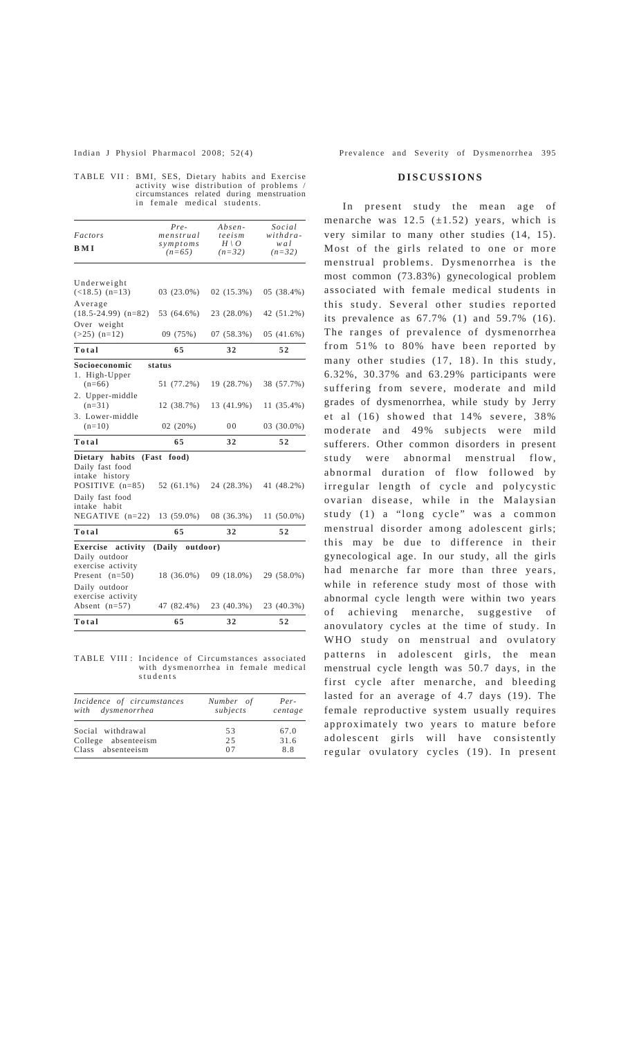TABLE VII : BMI, SES, Dietary habits and Exercise activity wise distribution of problems / circumstances related during menstruation in female medical students.

| Factors **BMI** | Pre-menstrual symptoms (n=65) | Absenteeism H \ O (n=32) | Social withdrawal (n=32) |
|---|---|---|---|
| Underweight (<18.5) (n=13) | 03 (23.0%) | 02 (15.3%) | 05 (38.4%) |
| Average (18.5-24.99) (n=82) | 53 (64.6%) | 23 (28.0%) | 42 (51.2%) |
| Over weight (>25) (n=12) | 09 (75%) | 07 (58.3%) | 05 (41.6%) |
| **Total** | **65** | **32** | **52** |
| **Socioeconomic status** | | | |
| 1. High-Upper (n=66) | 51 (77.2%) | 19 (28.7%) | 38 (57.7%) |
| 2. Upper-middle (n=31) | 12 (38.7%) | 13 (41.9%) | 11 (35.4%) |
| 3. Lower-middle (n=10) | 02 (20%) | 00 | 03 (30.0%) |
| **Total** | **65** | **32** | **52** |
| **Dietary habits (Fast food)** | | | |
| Daily fast food intake history POSITIVE (n=85) | 52 (61.1%) | 24 (28.3%) | 41 (48.2%) |
| Daily fast food intake habit NEGATIVE (n=22) | 13 (59.0%) | 08 (36.3%) | 11 (50.0%) |
| **Total** | **65** | **32** | **52** |
| **Exercise activity (Daily outdoor)** | | | |
| Daily outdoor exercise activity Present (n=50) | 18 (36.0%) | 09 (18.0%) | 29 (58.0%) |
| Daily outdoor exercise activity Absent (n=57) | 47 (82.4%) | 23 (40.3%) | 23 (40.3%) |
| **Total** | **65** | **32** | **52** |

TABLE VIII : Incidence of Circumstances associated with dysmenorrhea in female medical students

| *Incidence of circumstances with dysmenorrhea* | *Number of subjects* | *Percentage* |
|---|---|---|
| Social withdrawal | 53 | 67.0 |
| College absenteeism | 25 | 31.6 |
| Class absenteeism | 07 | 8.8 |

## DISCUSSIONS

In present study the mean age of menarche was 12.5 (±1.52) years, which is very similar to many other studies (14, 15). Most of the girls related to one or more menstrual problems. Dysmenorrhea is the most common (73.83%) gynecological problem associated with female medical students in this study. Several other studies reported its prevalence as 67.7% (1) and 59.7% (16). The ranges of prevalence of dysmenorrhea from 51% to 80% have been reported by many other studies (17, 18). In this study, 6.32%, 30.37% and 63.29% participants were suffering from severe, moderate and mild grades of dysmenorrhea, while study by Jerry et al (16) showed that 14% severe, 38% moderate and 49% subjects were mild sufferers. Other common disorders in present study were abnormal menstrual flow, abnormal duration of flow followed by irregular length of cycle and polycystic ovarian disease, while in the Malaysian study (1) a "long cycle" was a common menstrual disorder among adolescent girls; this may be due to difference in their gynecological age. In our study, all the girls had menarche far more than three years, while in reference study most of those with abnormal cycle length were within two years of achieving menarche, suggestive of anovulatory cycles at the time of study. In WHO study on menstrual and ovulatory patterns in adolescent girls, the mean menstrual cycle length was 50.7 days, in the first cycle after menarche, and bleeding lasted for an average of 4.7 days (19). The female reproductive system usually requires approximately two years to mature before adolescent girls will have consistently regular ovulatory cycles (19). In present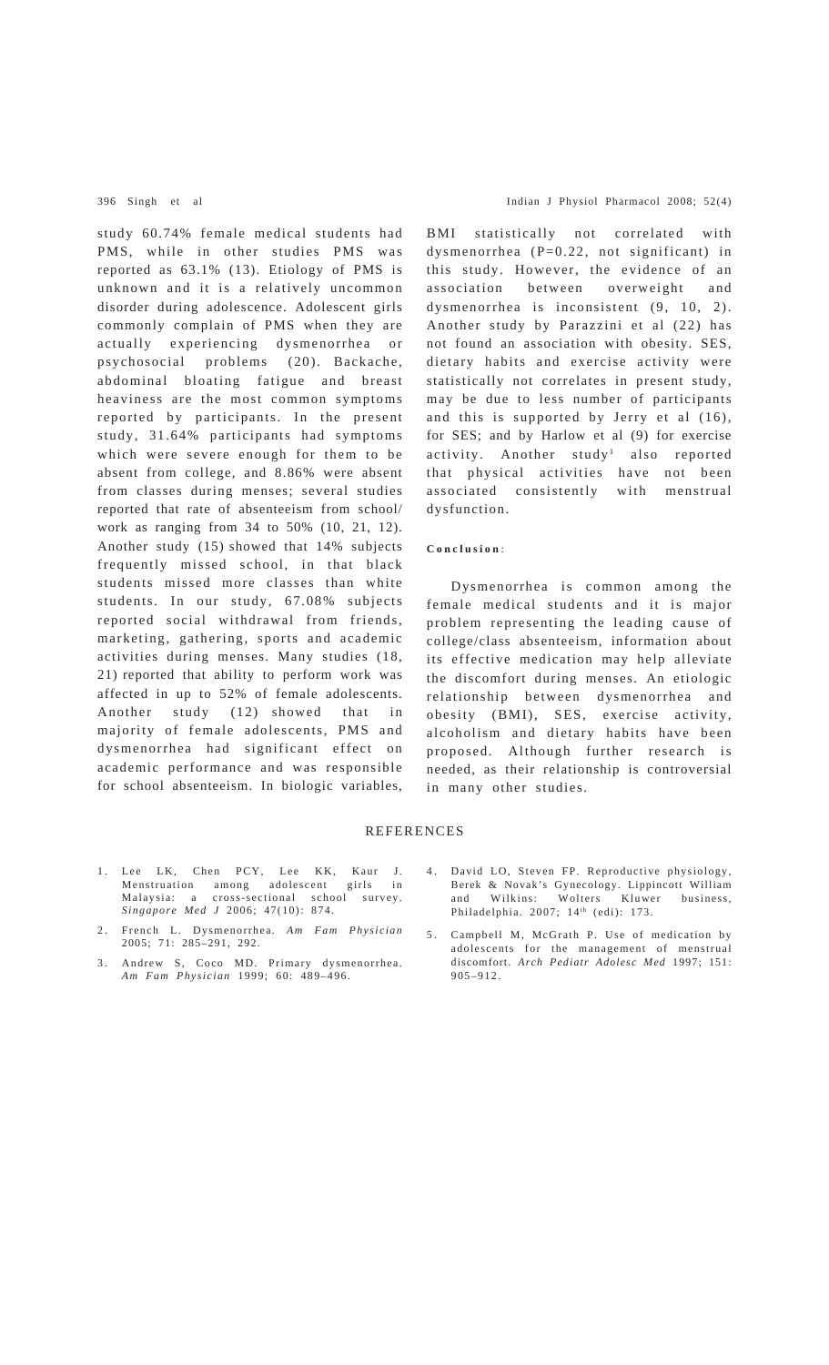study 60.74% female medical students had PMS, while in other studies PMS was reported as 63.1% (13). Etiology of PMS is unknown and it is a relatively uncommon disorder during adolescence. Adolescent girls commonly complain of PMS when they are actually experiencing dysmenorrhea or psychosocial problems (20). Backache, abdominal bloating fatigue and breast heaviness are the most common symptoms reported by participants. In the present study, 31.64% participants had symptoms which were severe enough for them to be absent from college, and 8.86% were absent from classes during menses; several studies reported that rate of absenteeism from school/ work as ranging from 34 to 50% (10, 21, 12). Another study (15) showed that 14% subjects frequently missed school, in that black students missed more classes than white students. In our study, 67.08% subjects reported social withdrawal from friends, marketing, gathering, sports and academic activities during menses. Many studies (18, 21) reported that ability to perform work was affected in up to 52% of female adolescents. Another study (12) showed that in majority of female adolescents, PMS and dysmenorrhea had significant effect on academic performance and was responsible for school absenteeism. In biologic variables, BMI statistically not correlated with dysmenorrhea (P=0.22, not significant) in this study. However, the evidence of an association between overweight and dysmenorrhea is inconsistent (9, 10, 2). Another study by Parazzini et al (22) has not found an association with obesity. SES, dietary habits and exercise activity were statistically not correlates in present study, may be due to less number of participants and this is supported by Jerry et al (16), for SES; and by Harlow et al (9) for exercise activity. Another study[1] also reported that physical activities have not been associated consistently with menstrual dysfunction.

**Conclusion**:

Dysmenorrhea is common among the female medical students and it is major problem representing the leading cause of college/class absenteeism, information about its effective medication may help alleviate the discomfort during menses. An etiologic relationship between dysmenorrhea and obesity (BMI), SES, exercise activity, alcoholism and dietary habits have been proposed. Although further research is needed, as their relationship is controversial in many other studies.

## REFERENCES

1. Lee LK, Chen PCY, Lee KK, Kaur J. Menstruation among adolescent girls in Malaysia: a cross-sectional school survey. *Singapore Med J* 2006; 47(10): 874.
2. French L. Dysmenorrhea. *Am Fam Physician* 2005; 71: 285–291, 292.
3. Andrew S, Coco MD. Primary dysmenorrhea. *Am Fam Physician* 1999; 60: 489–496.
4. David LO, Steven FP. Reproductive physiology, Berek & Novak's Gynecology. Lippincott William and Wilkins: Wolters Kluwer business, Philadelphia. 2007; 14th (edi): 173.
5. Campbell M, McGrath P. Use of medication by adolescents for the management of menstrual discomfort. *Arch Pediatr Adolesc Med* 1997; 151: 905–912.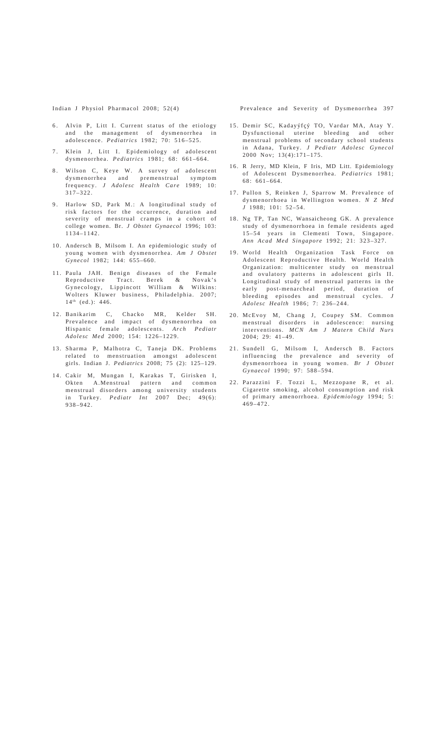6. Alvin P, Litt I. Current status of the etiology and the management of dysmenorrhea in adolescence. *Pediatrics* 1982; 70: 516–525.

7. Klein J, Litt I. Epidemiology of adolescent dysmenorrhea. *Pediatrics* 1981; 68: 661–664.

8. Wilson C, Keye W. A survey of adolescent dysmenorrhea and premenstrual symptom frequency. *J Adolesc Health Care* 1989; 10: 317–322.

9. Harlow SD, Park M.: A longitudinal study of risk factors for the occurrence, duration and severity of menstrual cramps in a cohort of college women. Br. *J Obstet Gynaecol* 1996; 103: 1134–1142.

10. Andersch B, Milsom I. An epidemiologic study of young women with dysmenorrhea. *Am J Obstet Gynecol* 1982; 144: 655–660.

11. Paula JAH. Benign diseases of the Female Reproductive Tract. Berek & Novak's Gynecology, Lippincott William & Wilkins: Wolters Kluwer business, Philadelphia. 2007; 14th (ed.): 446.

12. Banikarim C, Chacko MR, Kelder SH. Prevalence and impact of dysmenorrhea on Hispanic female adolescents. *Arch Pediatr Adolesc Med* 2000; 154: 1226–1229.

13. Sharma P, Malhotra C, Taneja DK. Problems related to menstruation amongst adolescent girls. Indian J. *Pediatrics* 2008; 75 (2): 125–129.

14. Cakir M, Mungan I, Karakas T, Girisken I, Okten A.Menstrual pattern and common menstrual disorders among university students in Turkey. *Pediatr Int* 2007 Dec; 49(6): 938–942.

15. Demir SC, Kadayýfçý TO, Vardar MA, Atay Y. Dysfunctional uterine bleeding and other menstrual problems of secondary school students in Adana, Turkey. *J Pediatr Adolesc Gynecol* 2000 Nov; 13(4):171–175.

16. R Jerry, MD Klein, F Iris, MD Litt. Epidemiology of Adolescent Dysmenorrhea. *Pediatrics* 1981; 68: 661–664.

17. Pullon S, Reinken J, Sparrow M. Prevalence of dysmenorrhoea in Wellington women. *N Z Med J* 1988; 101: 52–54.

18. Ng TP, Tan NC, Wansaicheong GK. A prevalence study of dysmenorrhoea in female residents aged 15–54 years in Clementi Town, Singapore. *Ann Acad Med Singapore* 1992; 21: 323–327.

19. World Health Organization Task Force on Adolescent Reproductive Health. World Health Organization: multicenter study on menstrual and ovulatory patterns in adolescent girls II. Longitudinal study of menstrual patterns in the early post-menarcheal period, duration of bleeding episodes and menstrual cycles. *J Adolesc Health* 1986; 7: 236–244.

20. McEvoy M, Chang J, Coupey SM. Common menstrual disorders in adolescence: nursing interventions. *MCN Am J Matern Child Nurs* 2004; 29: 41–49.

21. Sundell G, Milsom I, Andersch B. Factors influencing the prevalence and severity of dysmenorrhoea in young women. *Br J Obstet Gynaecol* 1990; 97: 588–594.

22. Parazzini F. Tozzi L, Mezzopane R, et al. Cigarette smoking, alcohol consumption and risk of primary amenorrhoea. *Epidemiology* 1994; 5: 469–472.